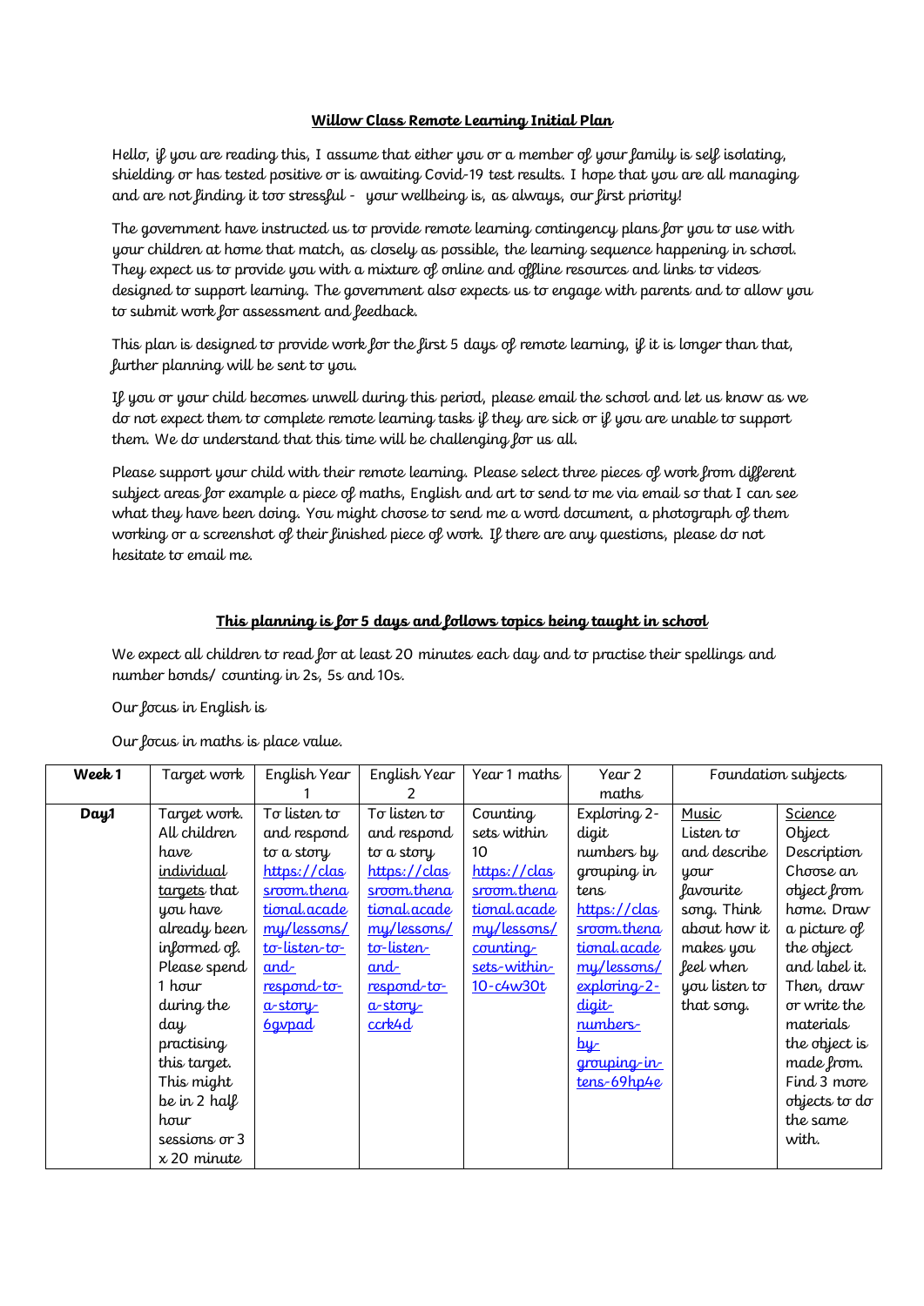**Willow Class Remote Learning Initial Plan**

Hello, if you are reading this, I assume that either you or a member of your family is self isolating, shielding or has tested positive or is awaiting Covid-19 test results. I hope that you are all managing and are not finding it too stressful - your wellbeing is, as always, our first priority!

The government have instructed us to provide remote learning contingency plans for you to use with your children at home that match, as closely as possible, the learning sequence happening in school. They expect us to provide you with a mixture of online and offline resources and links to videos designed to support learning. The government also expects us to engage with parents and to allow you to submit work for assessment and feedback.

This plan is designed to provide work for the first 5 days of remote learning, if it is longer than that, further planning will be sent to you.

If you or your child becomes unwell during this period, please email the school and let us know as we do not expect them to complete remote learning tasks if they are sick or if you are unable to support them. We do understand that this time will be challenging for us all.

Please support your child with their remote learning. Please select three pieces of work from different subject areas for example a piece of maths, English and art to send to me via email so that I can see what they have been doing. You might choose to send me a word document, a photograph of them working or a screenshot of their finished piece of work. If there are any questions, please do not hesitate to email me.

**This planning is for 5 days and follows topics being taught in school**

We expect all children to read for at least 20 minutes each day and to practise their spellings and number bonds/ counting in 2s, 5s and 10s.

Our focus in English is

Our focus in maths is place value.

| Week 1 | Target work | English Year 1 | English Year 2 | Year 1 maths | Year 2 maths | Foundation subjects | |
|---|---|---|---|---|---|---|---|
| Day1 | Target work. All children have individual targets that you have already been informed of. Please spend 1 hour during the day practising this target. This might be in 2 half hour sessions or 3 x 20 minute | To listen to and respond to a story https://classroom.thenational.academy/lessons/to-listen-to-and-respond-to-a-story-6gvpad | To listen to and respond to a story https://classroom.thenational.academy/lessons/to-listen-and-respond-to-a-story-ccrk4d | Counting sets within 10 https://classroom.thenational.academy/lessons/counting-sets-within-10-c4w30t | Exploring 2-digit numbers by grouping in tens https://classroom.thenational.academy/lessons/exploring-2-digit-numbers-by-grouping-in-tens-69hp4e | Music<br>Listen to and describe your favourite song. Think about how it makes you feel when you listen to that song. | Science<br>Object Description<br>Choose an object from home. Draw a picture of the object and label it. Then, draw or write the materials the object is made from. Find 3 more objects to do the same with. |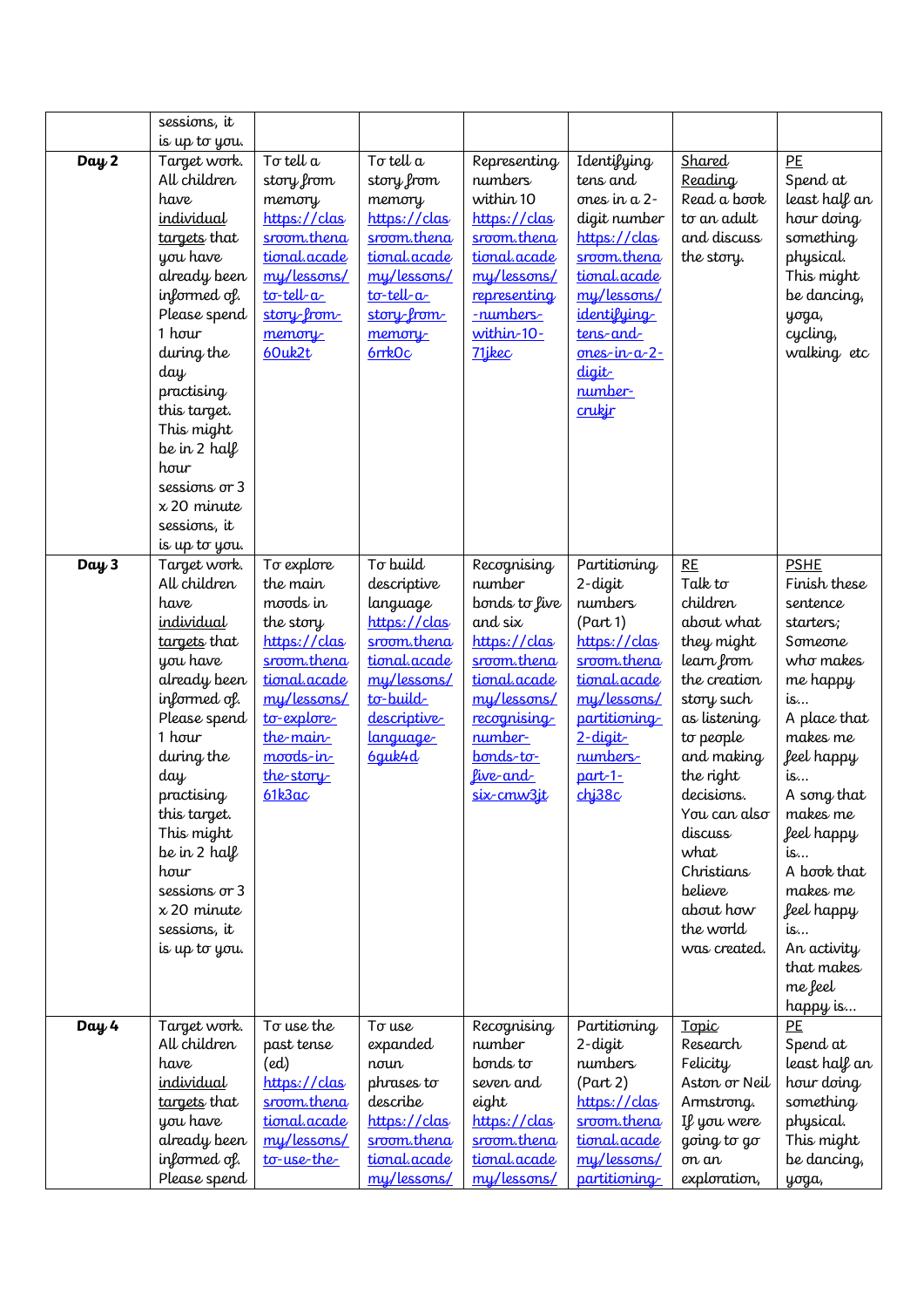| | | | | | | | |
|---|---|---|---|---|---|---|---|
| | sessions, it is up to you. | | | | | | |
| **Day 2** | Target work. All children have individual targets that you have already been informed of. Please spend 1 hour during the day practising this target. This might be in 2 half hour sessions or 3 x 20 minute sessions, it is up to you. | To tell a story from memory https://classroom.thenational.academy/lessons/to-tell-a-story-from-memory-60uk2t | To tell a story from memory https://classroom.thenational.academy/lessons/to-tell-a-story-from-memory-6rrk0c | Representing numbers within 10 https://classroom.thenational.academy/lessons/representing-numbers-within-10-71jkec | Identifying tens and ones in a 2-digit number https://classroom.thenational.academy/lessons/identifying-tens-and-ones-in-a-2-digit-number-crukjr | Shared Reading Read a book to an adult and discuss the story. | PE Spend at least half an hour doing something physical. This might be dancing, yoga, cycling, walking etc |
| **Day 3** | Target work. All children have individual targets that you have already been informed of. Please spend 1 hour during the day practising this target. This might be in 2 half hour sessions or 3 x 20 minute sessions, it is up to you. | To explore the main moods in the story https://classroom.thenational.academy/lessons/to-explore-the-main-moods-in-the-story-61k3ac | To build descriptive language https://classroom.thenational.academy/lessons/to-build-descriptive-language-6guk4d | Recognising number bonds to five and six https://classroom.thenational.academy/lessons/recognising-number-bonds-to-five-and-six-cmw3jt | Partitioning 2-digit numbers (Part 1) https://classroom.thenational.academy/lessons/partitioning-2-digit-numbers-part-1-chj38c | RE Talk to children about what they might learn from the creation story such as listening to people and making the right decisions. You can also discuss what Christians believe about how the world was created. | PSHE Finish these sentence starters; Someone who makes me happy is… A place that makes me feel happy is… A song that makes me feel happy is… A book that makes me feel happy is… An activity that makes me feel happy is… |
| **Day 4** | Target work. All children have individual targets that you have already been informed of. Please spend | To use the past tense (ed) https://classroom.thenational.academy/lessons/to-use-the- | To use expanded noun phrases to describe https://classroom.thenational.academy/lessons/ | Recognising number bonds to seven and eight https://classroom.thenational.academy/lessons/ | Partitioning 2-digit numbers (Part 2) https://classroom.thenational.academy/lessons/partitioning- | Topic Research Felicity Aston or Neil Armstrong. If you were going to go on an exploration, | PE Spend at least half an hour doing something physical. This might be dancing, yoga, |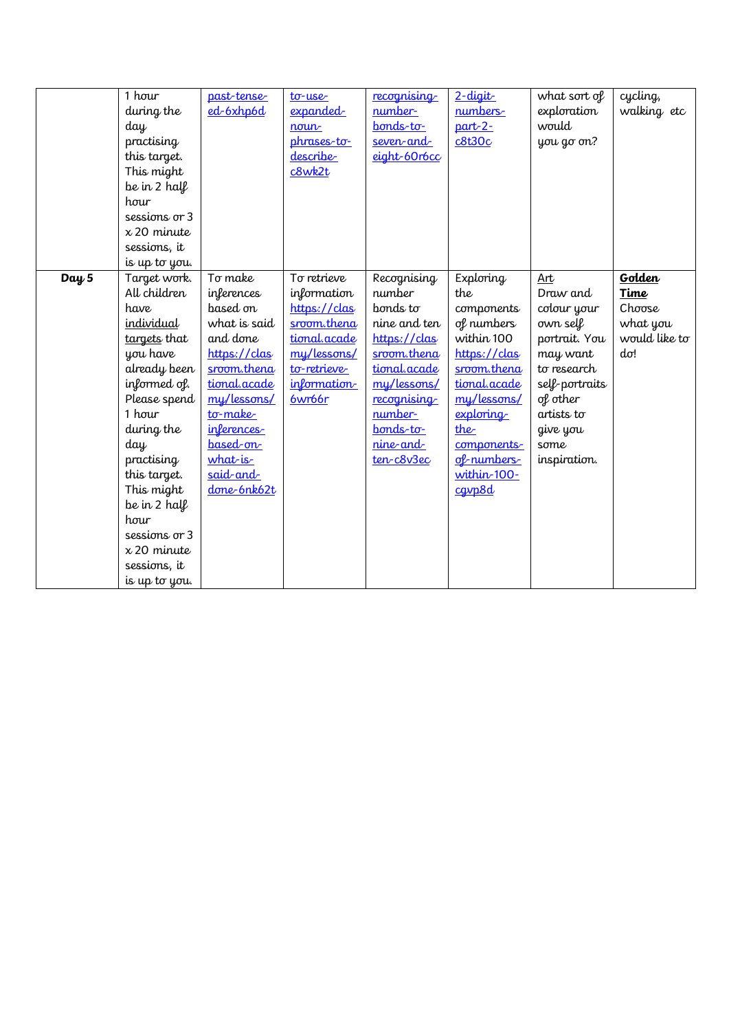| | | | | | | | |
|---|---|---|---|---|---|---|---|
| | 1 hour during the day practising this target. This might be in 2 half hour sessions or 3 x 20 minute sessions, it is up to you. | past-tense-ed-6xhp6d | to-use-expanded-noun-phrases-to-describe-c8wk2t | recognising-number-bonds-to-seven-and-eight-60r6cc | 2-digit-numbers-part-2-c8t30c | what sort of exploration would you go on? | cycling, walking etc |
| **Day 5** | Target work. All children have individual targets that you have already been informed of. Please spend 1 hour during the day practising this target. This might be in 2 half hour sessions or 3 x 20 minute sessions, it is up to you. | To make inferences based on what is said and done https://classroom.thenational.academy/lessons/to-make-inferences-based-on-what-is-said-and-done-6nk62t | To retrieve information https://classroom.thenational.academy/lessons/to-retrieve-information-6wr66r | Recognising number bonds to nine and ten https://classroom.thenational.academy/lessons/recognising-number-bonds-to-nine-and-ten-c8v3ec | Exploring the components of numbers within 100 https://classroom.thenational.academy/lessons/exploring-the-components-of-numbers-within-100-cgvp8d | Art Draw and colour your own self portrait. You may want to research self-portraits of other artists to give you some inspiration. | **Golden Time** Choose what you would like to do! |